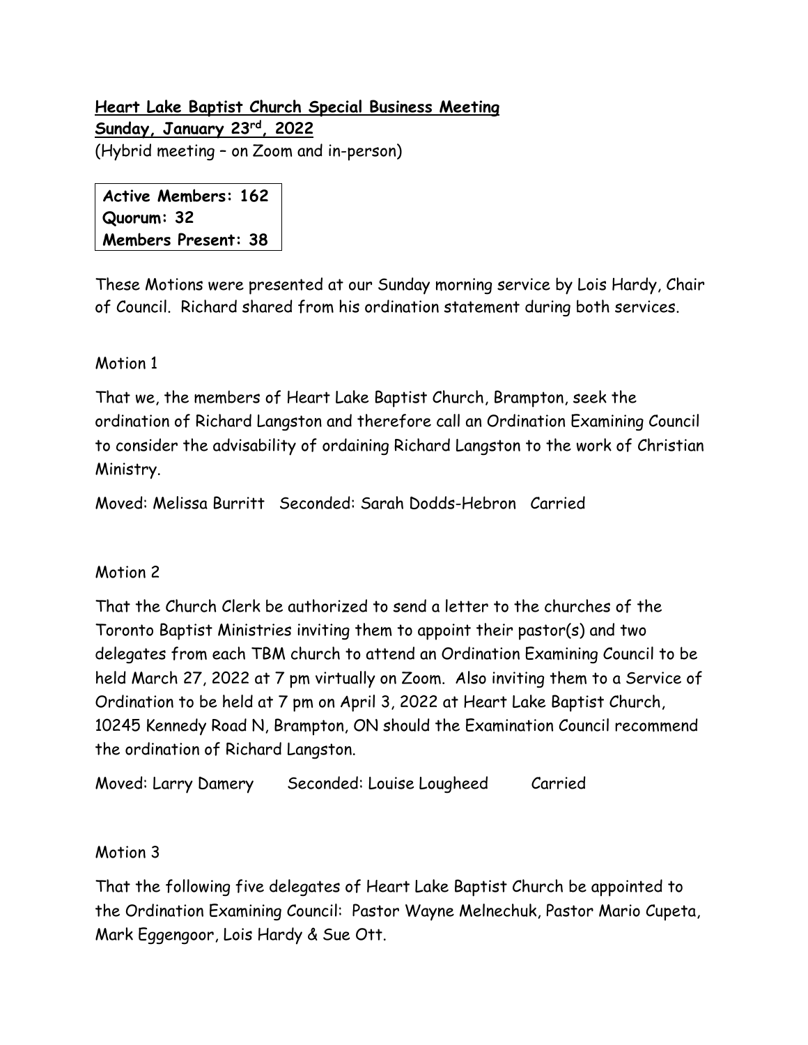**Heart Lake Baptist Church Special Business Meeting**
**Sunday, January 23rd, 2022**
(Hybrid meeting – on Zoom and in-person)

**Active Members: 162**
**Quorum: 32**
**Members Present: 38**

These Motions were presented at our Sunday morning service by Lois Hardy, Chair of Council. Richard shared from his ordination statement during both services.

Motion 1

That we, the members of Heart Lake Baptist Church, Brampton, seek the ordination of Richard Langston and therefore call an Ordination Examining Council to consider the advisability of ordaining Richard Langston to the work of Christian Ministry.

Moved: Melissa Burritt Seconded: Sarah Dodds-Hebron Carried

Motion 2

That the Church Clerk be authorized to send a letter to the churches of the Toronto Baptist Ministries inviting them to appoint their pastor(s) and two delegates from each TBM church to attend an Ordination Examining Council to be held March 27, 2022 at 7 pm virtually on Zoom. Also inviting them to a Service of Ordination to be held at 7 pm on April 3, 2022 at Heart Lake Baptist Church, 10245 Kennedy Road N, Brampton, ON should the Examination Council recommend the ordination of Richard Langston.

Moved: Larry Damery Seconded: Louise Lougheed Carried

Motion 3

That the following five delegates of Heart Lake Baptist Church be appointed to the Ordination Examining Council: Pastor Wayne Melnechuk, Pastor Mario Cupeta, Mark Eggengoor, Lois Hardy & Sue Ott.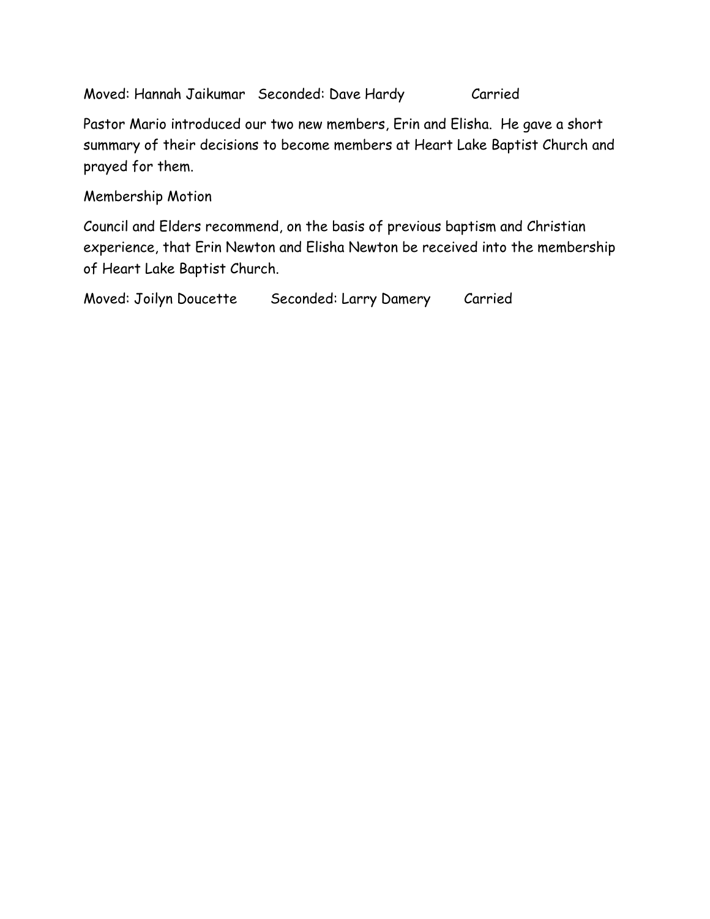Moved: Hannah Jaikumar   Seconded: Dave Hardy   Carried

Pastor Mario introduced our two new members, Erin and Elisha. He gave a short summary of their decisions to become members at Heart Lake Baptist Church and prayed for them.

Membership Motion

Council and Elders recommend, on the basis of previous baptism and Christian experience, that Erin Newton and Elisha Newton be received into the membership of Heart Lake Baptist Church.

Moved: Joilyn Doucette   Seconded: Larry Damery   Carried